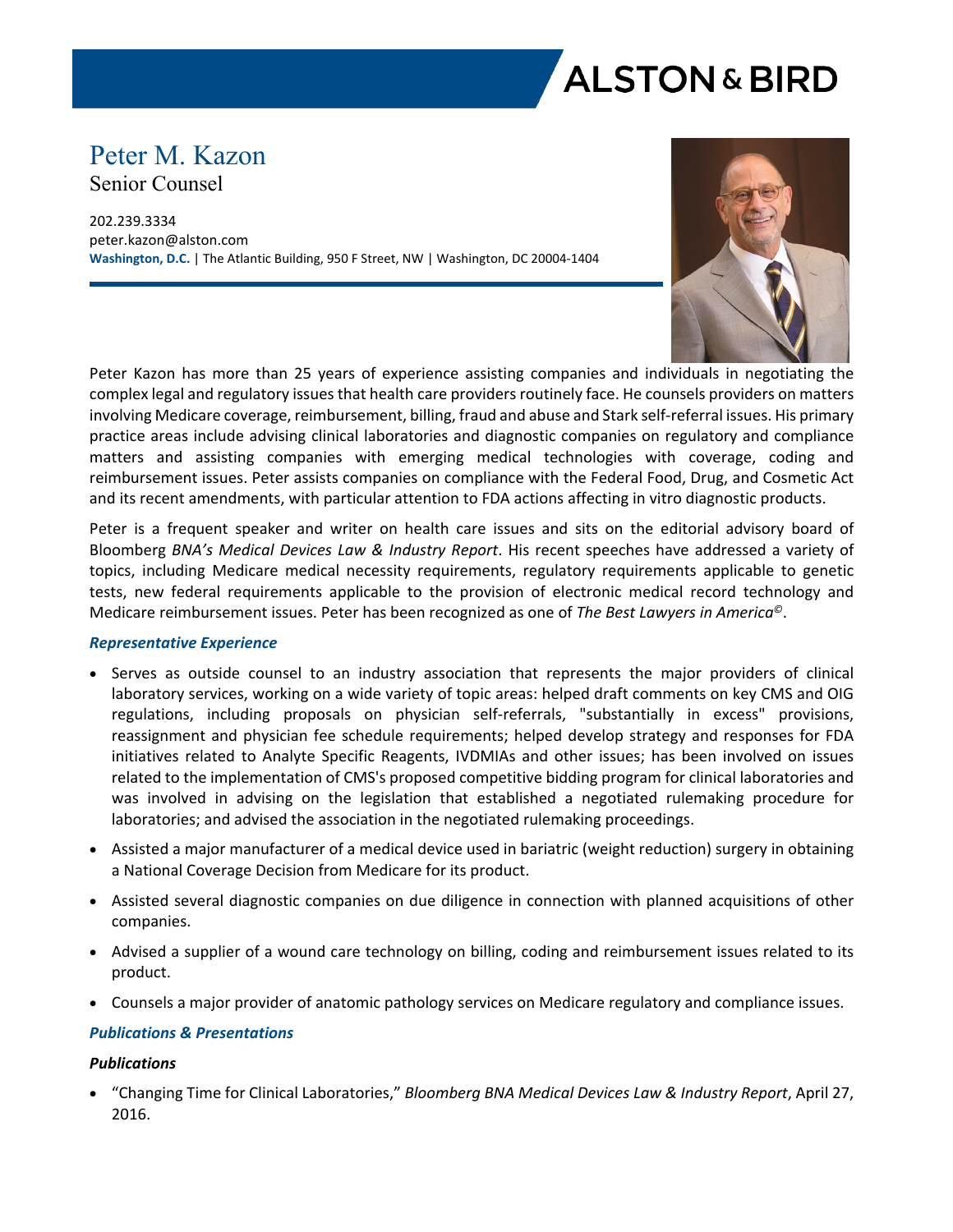ALSTON & BIRD

# Peter M. Kazon

## Senior Counsel

202.239.3334
peter.kazon@alston.com
**Washington, D.C.** | The Atlantic Building, 950 F Street, NW | Washington, DC 20004-1404

Peter Kazon has more than 25 years of experience assisting companies and individuals in negotiating the complex legal and regulatory issues that health care providers routinely face. He counsels providers on matters involving Medicare coverage, reimbursement, billing, fraud and abuse and Stark self-referral issues. His primary practice areas include advising clinical laboratories and diagnostic companies on regulatory and compliance matters and assisting companies with emerging medical technologies with coverage, coding and reimbursement issues. Peter assists companies on compliance with the Federal Food, Drug, and Cosmetic Act and its recent amendments, with particular attention to FDA actions affecting in vitro diagnostic products.

Peter is a frequent speaker and writer on health care issues and sits on the editorial advisory board of Bloomberg *BNA's Medical Devices Law & Industry Report*. His recent speeches have addressed a variety of topics, including Medicare medical necessity requirements, regulatory requirements applicable to genetic tests, new federal requirements applicable to the provision of electronic medical record technology and Medicare reimbursement issues. Peter has been recognized as one of *The Best Lawyers in America©*.

### *Representative Experience*

- Serves as outside counsel to an industry association that represents the major providers of clinical laboratory services, working on a wide variety of topic areas: helped draft comments on key CMS and OIG regulations, including proposals on physician self-referrals, "substantially in excess" provisions, reassignment and physician fee schedule requirements; helped develop strategy and responses for FDA initiatives related to Analyte Specific Reagents, IVDMIAs and other issues; has been involved on issues related to the implementation of CMS's proposed competitive bidding program for clinical laboratories and was involved in advising on the legislation that established a negotiated rulemaking procedure for laboratories; and advised the association in the negotiated rulemaking proceedings.
- Assisted a major manufacturer of a medical device used in bariatric (weight reduction) surgery in obtaining a National Coverage Decision from Medicare for its product.
- Assisted several diagnostic companies on due diligence in connection with planned acquisitions of other companies.
- Advised a supplier of a wound care technology on billing, coding and reimbursement issues related to its product.
- Counsels a major provider of anatomic pathology services on Medicare regulatory and compliance issues.

### *Publications & Presentations*

#### *Publications*

- "Changing Time for Clinical Laboratories," *Bloomberg BNA Medical Devices Law & Industry Report*, April 27, 2016.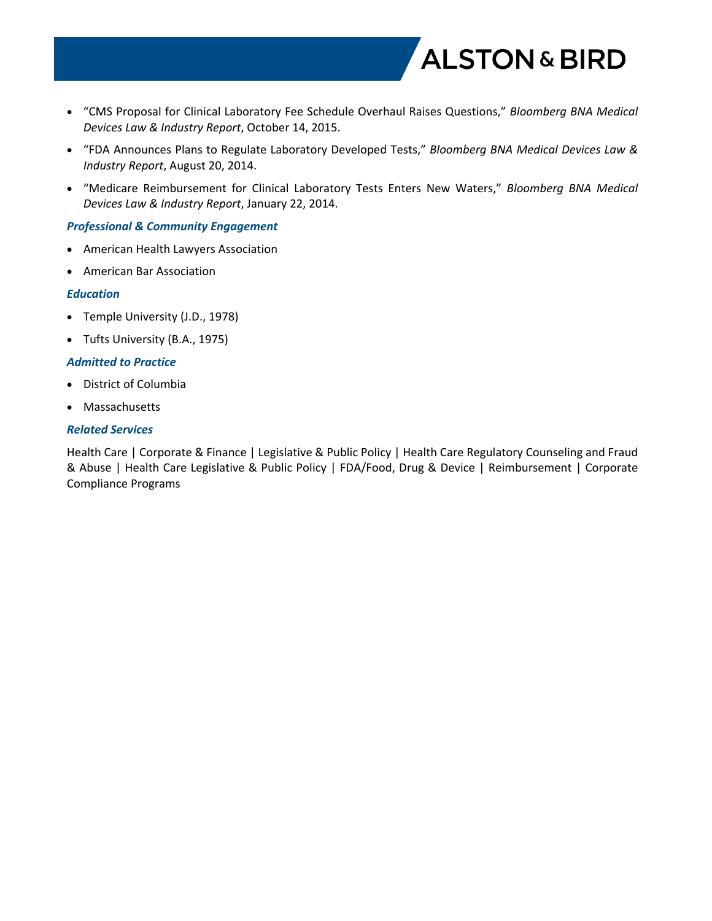- "CMS Proposal for Clinical Laboratory Fee Schedule Overhaul Raises Questions," *Bloomberg BNA Medical Devices Law & Industry Report*, October 14, 2015.
- "FDA Announces Plans to Regulate Laboratory Developed Tests," *Bloomberg BNA Medical Devices Law & Industry Report*, August 20, 2014.
- "Medicare Reimbursement for Clinical Laboratory Tests Enters New Waters," *Bloomberg BNA Medical Devices Law & Industry Report*, January 22, 2014.

### *Professional & Community Engagement*

- American Health Lawyers Association
- American Bar Association

### *Education*

- Temple University (J.D., 1978)
- Tufts University (B.A., 1975)

### *Admitted to Practice*

- District of Columbia
- Massachusetts

### *Related Services*

Health Care | Corporate & Finance | Legislative & Public Policy | Health Care Regulatory Counseling and Fraud & Abuse | Health Care Legislative & Public Policy | FDA/Food, Drug & Device | Reimbursement | Corporate Compliance Programs